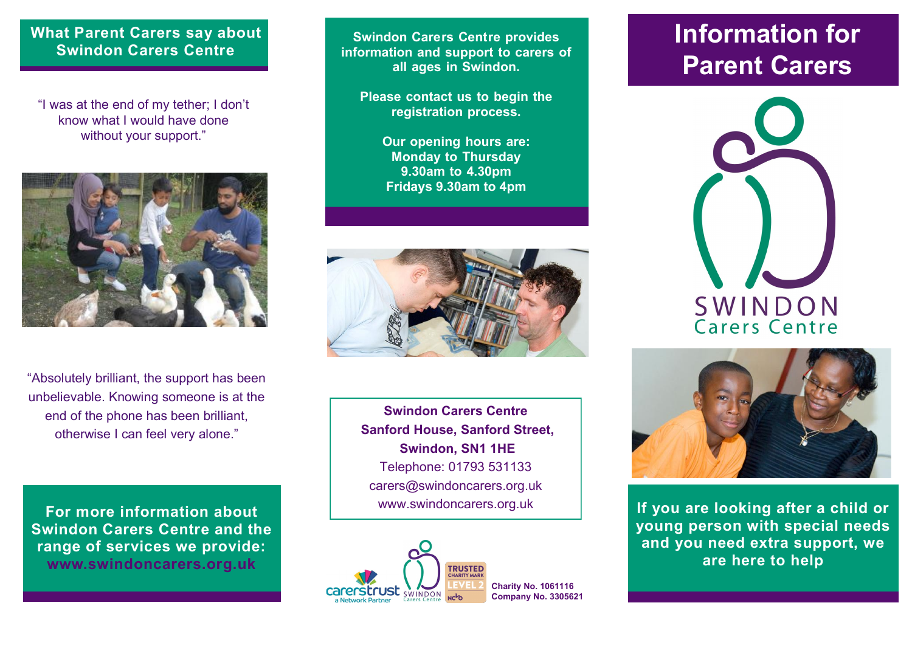## What Parent Carers say about Swindon Carers Centre

"I was at the end of my tether; I don't know what I would have done without your support."

"Absolutely brilliant, the support has been unbelievable. Knowing someone is at the end of the phone has been brilliant, otherwise I can feel very alone."

**For more information about Swindon Carers Centre and the range of services we provide: www.swindoncarers.org.uk**

**Swindon Carers Centre provides information and support to carers of all ages in Swindon.**

**Please contact us to begin the registration process.**

**Our opening hours are:**
**Monday to Thursday**
**9.30am to 4.30pm**
**Fridays 9.30am to 4pm**

**Swindon Carers Centre**
**Sanford House, Sanford Street,**
**Swindon, SN1 1HE**
Telephone: 01793 531133
carers@swindoncarers.org.uk
www.swindoncarers.org.uk

carerstrust a Network Partner

SWINDON Carers Centre

TRUSTED CHARITY MARK LEVEL 2 NCVO

**Charity No. 1061116**
**Company No. 3305621**

# Information for Parent Carers

SWINDON Carers Centre

**If you are looking after a child or young person with special needs and you need extra support, we are here to help**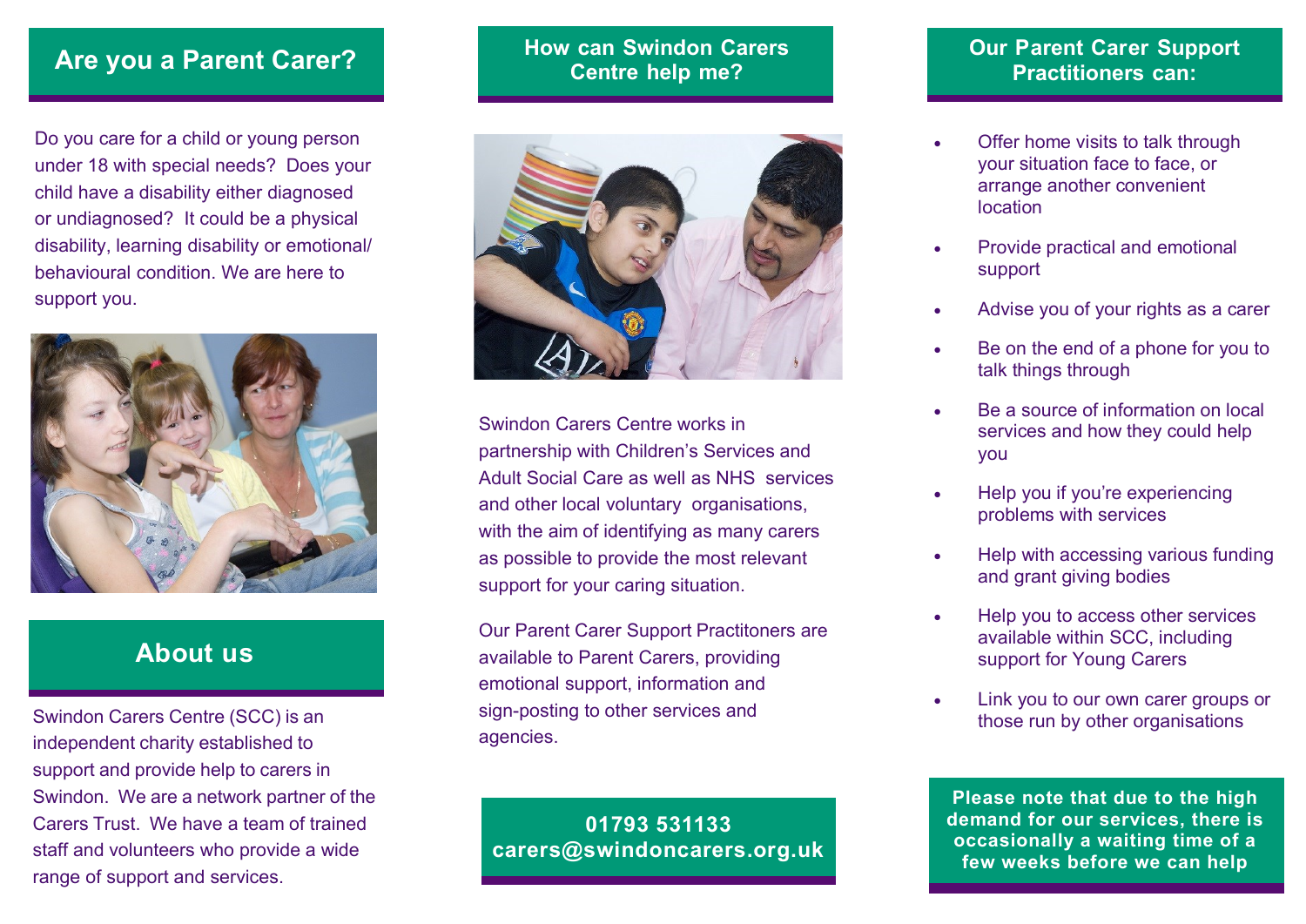## Are you a Parent Carer?

Do you care for a child or young person under 18 with special needs? Does your child have a disability either diagnosed or undiagnosed? It could be a physical disability, learning disability or emotional/ behavioural condition. We are here to support you.

## About us

Swindon Carers Centre (SCC) is an independent charity established to support and provide help to carers in Swindon. We are a network partner of the Carers Trust. We have a team of trained staff and volunteers who provide a wide range of support and services.

## How can Swindon Carers Centre help me?

Swindon Carers Centre works in partnership with Children's Services and Adult Social Care as well as NHS services and other local voluntary organisations, with the aim of identifying as many carers as possible to provide the most relevant support for your caring situation.

Our Parent Carer Support Practitoners are available to Parent Carers, providing emotional support, information and sign-posting to other services and agencies.

**01793 531133**
**carers@swindoncarers.org.uk**

## Our Parent Carer Support Practitioners can:

- Offer home visits to talk through your situation face to face, or arrange another convenient location
- Provide practical and emotional support
- Advise you of your rights as a carer
- Be on the end of a phone for you to talk things through
- Be a source of information on local services and how they could help you
- Help you if you're experiencing problems with services
- Help with accessing various funding and grant giving bodies
- Help you to access other services available within SCC, including support for Young Carers
- Link you to our own carer groups or those run by other organisations

**Please note that due to the high demand for our services, there is occasionally a waiting time of a few weeks before we can help**